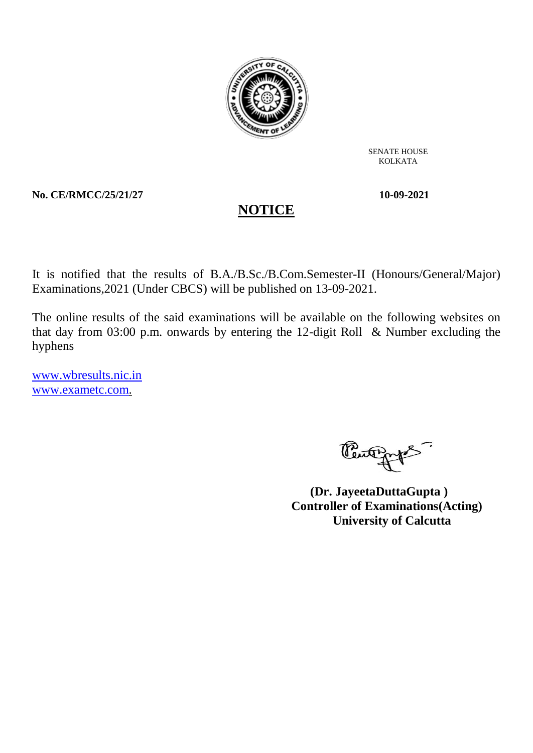SENATE HOUSE
KOLKATA

**No. CE/RMCC/25/21/27** **10-09-2021**

# NOTICE

It is notified that the results of B.A./B.Sc./B.Com.Semester-II (Honours/General/Major) Examinations,2021 (Under CBCS) will be published on 13-09-2021.

The online results of the said examinations will be available on the following websites on that day from 03:00 p.m. onwards by entering the 12-digit Roll & Number excluding the hyphens

www.wbresults.nic.in
www.exametc.com.

**(Dr. JayeetaDuttaGupta )**
**Controller of Examinations(Acting)**
**University of Calcutta**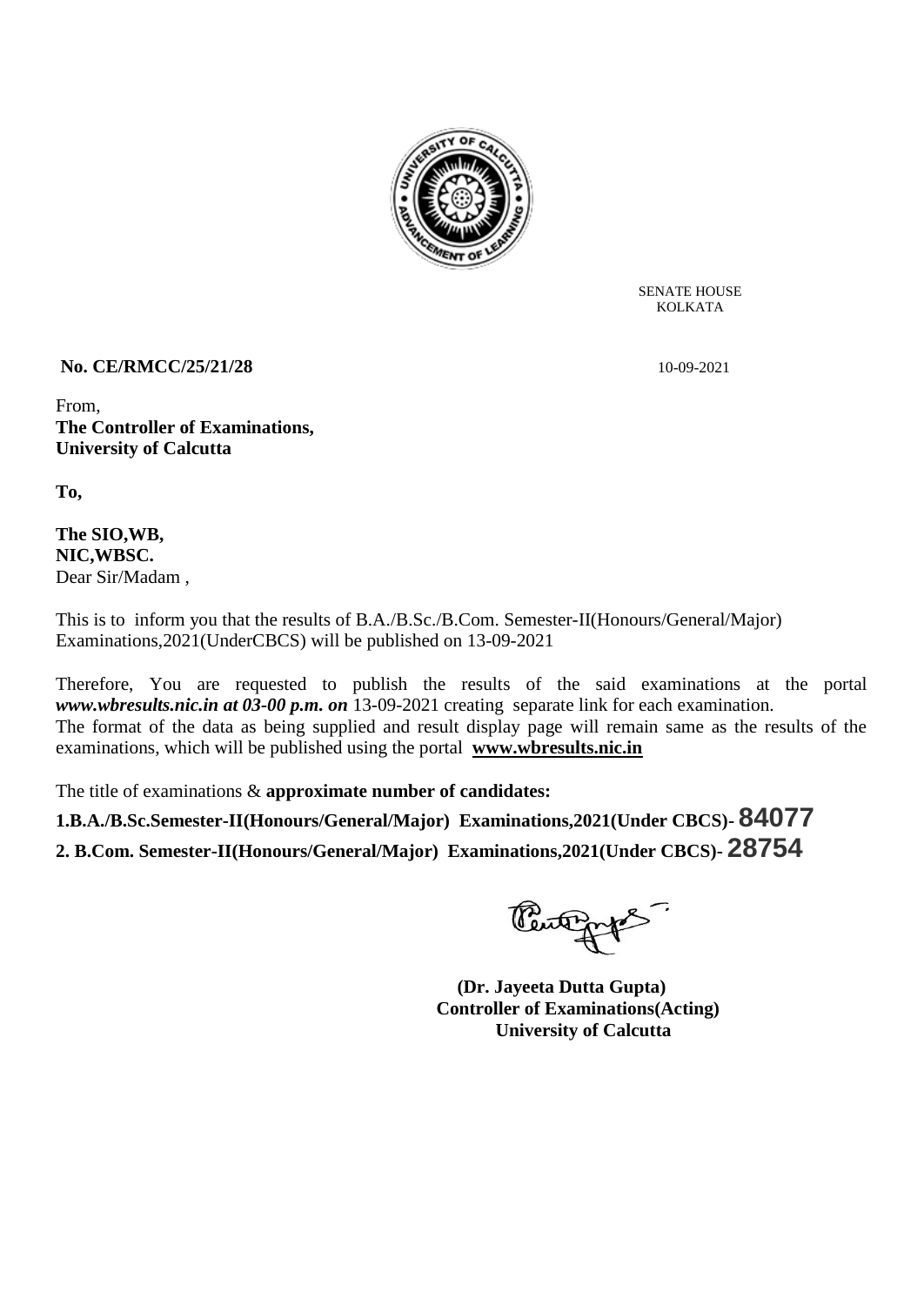SENATE HOUSE
KOLKATA

**No. CE/RMCC/25/21/28** 10-09-2021

From,
**The Controller of Examinations,**
**University of Calcutta**

**To,**

**The SIO,WB,**
**NIC,WBSC.**
Dear Sir/Madam ,

This is to inform you that the results of B.A./B.Sc./B.Com. Semester-II(Honours/General/Major) Examinations,2021(UnderCBCS) will be published on 13-09-2021

Therefore, You are requested to publish the results of the said examinations at the portal ***www.wbresults.nic.in at 03-00 p.m. on*** 13-09-2021 creating separate link for each examination.
The format of the data as being supplied and result display page will remain same as the results of the examinations, which will be published using the portal **www.wbresults.nic.in**

The title of examinations & **approximate number of candidates:**

**1.B.A./B.Sc.Semester-II(Honours/General/Major) Examinations,2021(Under CBCS)- 84077**

**2. B.Com. Semester-II(Honours/General/Major) Examinations,2021(Under CBCS)- 28754**

**(Dr. Jayeeta Dutta Gupta)**
**Controller of Examinations(Acting)**
**University of Calcutta**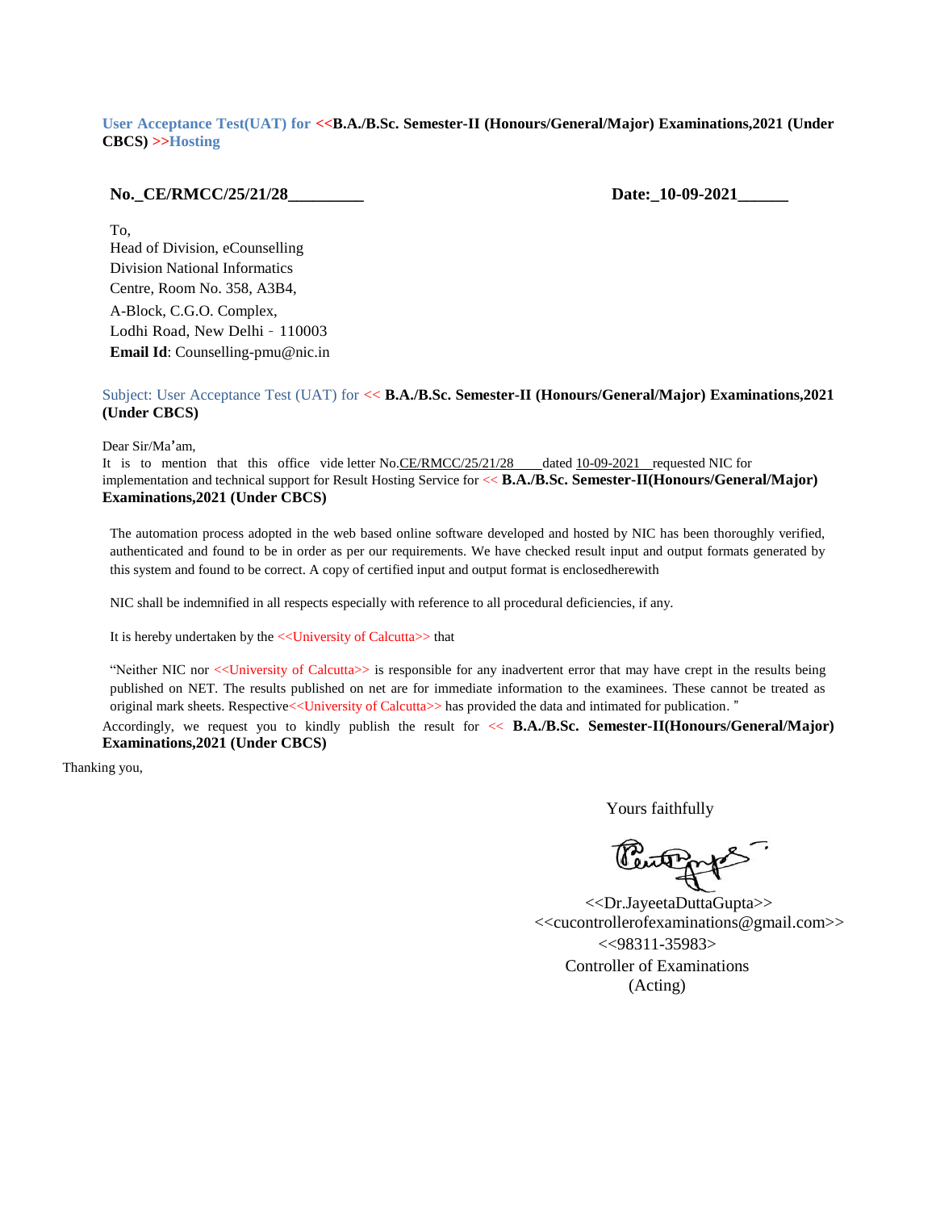**User Acceptance Test(UAT) for <<B.A./B.Sc. Semester-II (Honours/General/Major) Examinations,2021 (Under CBCS) >>Hosting**

**No._CE/RMCC/25/21/28_________** **Date:_10-09-2021______**

To,
Head of Division, eCounselling
Division National Informatics
Centre, Room No. 358, A3B4,
A-Block, C.G.O. Complex,
Lodhi Road, New Delhi – 110003
**Email Id**: Counselling-pmu@nic.in

Subject: User Acceptance Test (UAT) for << **B.A./B.Sc. Semester-II (Honours/General/Major) Examinations,2021 (Under CBCS)**

Dear Sir/Ma'am,

It is to mention that this office vide letter No.CE/RMCC/25/21/28____dated 10-09-2021__requested NIC for implementation and technical support for Result Hosting Service for << **B.A./B.Sc. Semester-II(Honours/General/Major) Examinations,2021 (Under CBCS)**

The automation process adopted in the web based online software developed and hosted by NIC has been thoroughly verified, authenticated and found to be in order as per our requirements. We have checked result input and output formats generated by this system and found to be correct. A copy of certified input and output format is enclosedherewith

NIC shall be indemnified in all respects especially with reference to all procedural deficiencies, if any.

It is hereby undertaken by the <<University of Calcutta>> that

"Neither NIC nor <<University of Calcutta>> is responsible for any inadvertent error that may have crept in the results being published on NET. The results published on net are for immediate information to the examinees. These cannot be treated as original mark sheets. Respective<<University of Calcutta>> has provided the data and intimated for publication. "

Accordingly, we request you to kindly publish the result for << **B.A./B.Sc. Semester-II(Honours/General/Major) Examinations,2021 (Under CBCS)**

Thanking you,

Yours faithfully

<<Dr.JayeetaDuttaGupta>>
<<cucontrollerofexaminations@gmail.com>>
<<98311-35983>
Controller of Examinations
(Acting)